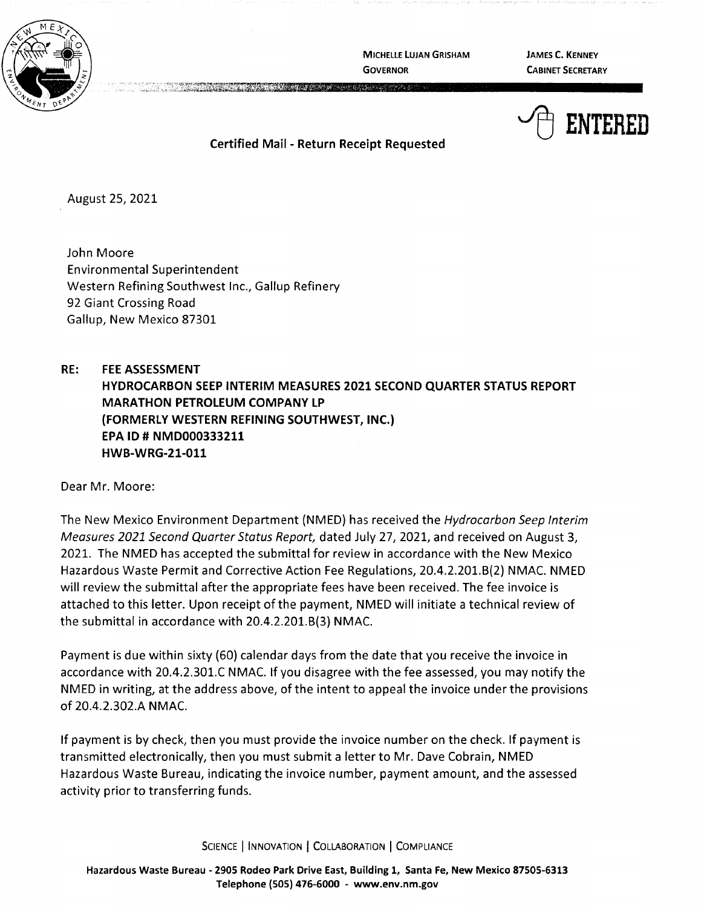MICHELLE LUJAN GRISHAM
GOVERNOR

JAMES C. KENNEY
CABINET SECRETARY

ENTERED

**Certified Mail - Return Receipt Requested**

August 25, 2021

John Moore
Environmental Superintendent
Western Refining Southwest Inc., Gallup Refinery
92 Giant Crossing Road
Gallup, New Mexico 87301

**RE: FEE ASSESSMENT**
**HYDROCARBON SEEP INTERIM MEASURES 2021 SECOND QUARTER STATUS REPORT**
**MARATHON PETROLEUM COMPANY LP**
**(FORMERLY WESTERN REFINING SOUTHWEST, INC.)**
**EPA ID # NMD000333211**
**HWB-WRG-21-011**

Dear Mr. Moore:

The New Mexico Environment Department (NMED) has received the *Hydrocarbon Seep Interim Measures 2021 Second Quarter Status Report,* dated July 27, 2021, and received on August 3, 2021. The NMED has accepted the submittal for review in accordance with the New Mexico Hazardous Waste Permit and Corrective Action Fee Regulations, 20.4.2.201.B(2) NMAC. NMED will review the submittal after the appropriate fees have been received. The fee invoice is attached to this letter. Upon receipt of the payment, NMED will initiate a technical review of the submittal in accordance with 20.4.2.201.B(3) NMAC.

Payment is due within sixty (60) calendar days from the date that you receive the invoice in accordance with 20.4.2.301.C NMAC. If you disagree with the fee assessed, you may notify the NMED in writing, at the address above, of the intent to appeal the invoice under the provisions of 20.4.2.302.A NMAC.

If payment is by check, then you must provide the invoice number on the check. If payment is transmitted electronically, then you must submit a letter to Mr. Dave Cobrain, NMED Hazardous Waste Bureau, indicating the invoice number, payment amount, and the assessed activity prior to transferring funds.

SCIENCE | INNOVATION | COLLABORATION | COMPLIANCE

**Hazardous Waste Bureau - 2905 Rodeo Park Drive East, Building 1, Santa Fe, New Mexico 87505-6313**
**Telephone (505) 476-6000 - www.env.nm.gov**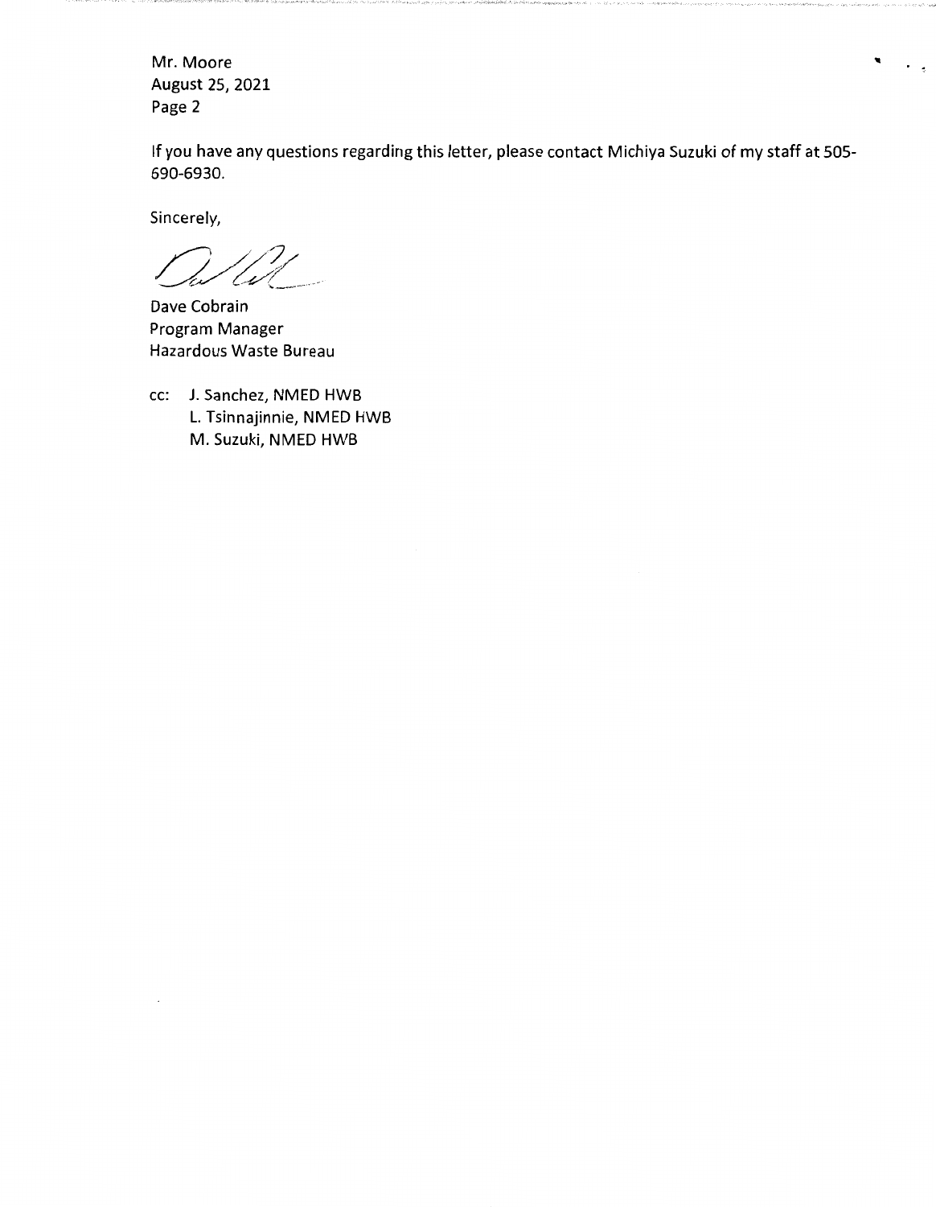If you have any questions regarding this letter, please contact Michiya Suzuki of my staff at 505-690-6930.

Sincerely,

Dave Cobrain
Program Manager
Hazardous Waste Bureau

cc: J. Sanchez, NMED HWB
L. Tsinnajinnie, NMED HWB
M. Suzuki, NMED HWB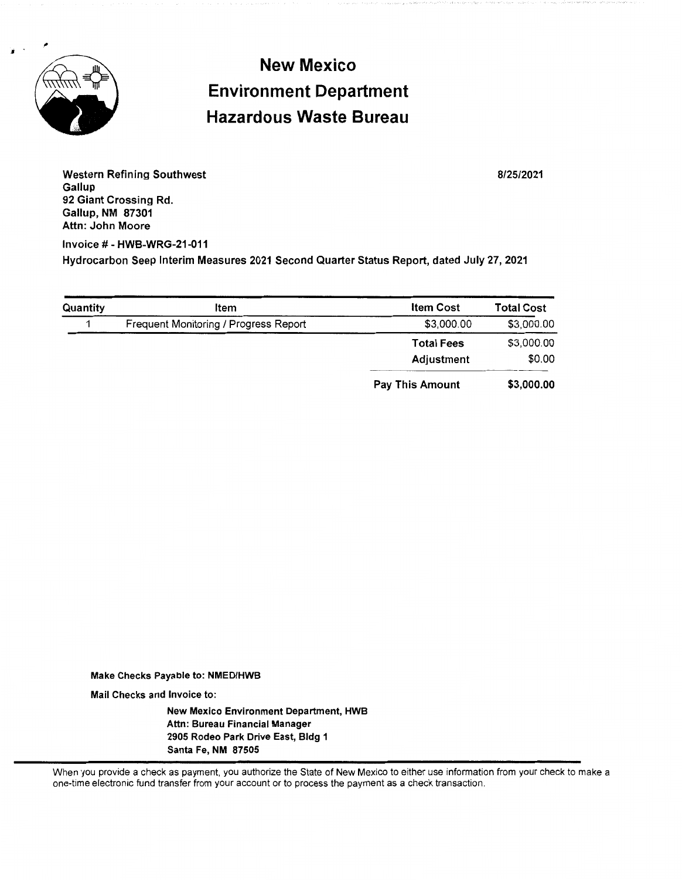# New Mexico Environment Department Hazardous Waste Bureau

**Western Refining Southwest**
**Gallup**
**92 Giant Crossing Rd.**
**Gallup, NM 87301**
**Attn: John Moore**

**8/25/2021**

**Invoice # - HWB-WRG-21-011**

**Hydrocarbon Seep Interim Measures 2021 Second Quarter Status Report, dated July 27, 2021**

| Quantity | Item | Item Cost | Total Cost |
|---|---|---|---|
| 1 | Frequent Monitoring / Progress Report | $3,000.00 | $3,000.00 |
| | | **Total Fees** | $3,000.00 |
| | | **Adjustment** | $0.00 |
| | | **Pay This Amount** | **$3,000.00** |

**Make Checks Payable to: NMED/HWB**

**Mail Checks and Invoice to:**

**New Mexico Environment Department, HWB**
**Attn: Bureau Financial Manager**
**2905 Rodeo Park Drive East, Bldg 1**
**Santa Fe, NM 87505**

When you provide a check as payment, you authorize the State of New Mexico to either use information from your check to make a one-time electronic fund transfer from your account or to process the payment as a check transaction.